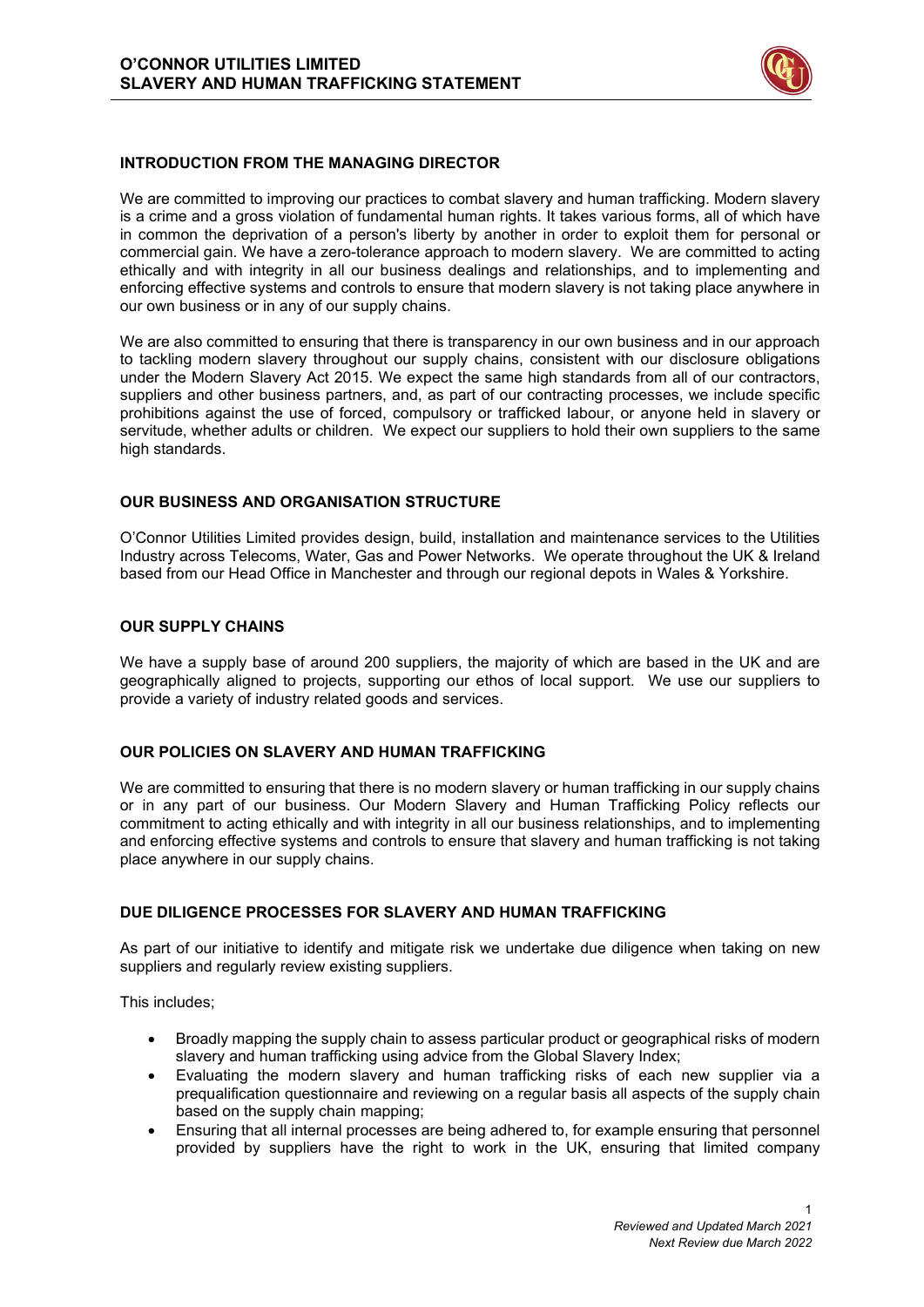# O'CONNOR UTILITIES LIMITED
# SLAVERY AND HUMAN TRAFFICKING STATEMENT

## INTRODUCTION FROM THE MANAGING DIRECTOR

We are committed to improving our practices to combat slavery and human trafficking. Modern slavery is a crime and a gross violation of fundamental human rights. It takes various forms, all of which have in common the deprivation of a person's liberty by another in order to exploit them for personal or commercial gain. We have a zero-tolerance approach to modern slavery. We are committed to acting ethically and with integrity in all our business dealings and relationships, and to implementing and enforcing effective systems and controls to ensure that modern slavery is not taking place anywhere in our own business or in any of our supply chains.

We are also committed to ensuring that there is transparency in our own business and in our approach to tackling modern slavery throughout our supply chains, consistent with our disclosure obligations under the Modern Slavery Act 2015. We expect the same high standards from all of our contractors, suppliers and other business partners, and, as part of our contracting processes, we include specific prohibitions against the use of forced, compulsory or trafficked labour, or anyone held in slavery or servitude, whether adults or children. We expect our suppliers to hold their own suppliers to the same high standards.

## OUR BUSINESS AND ORGANISATION STRUCTURE

O'Connor Utilities Limited provides design, build, installation and maintenance services to the Utilities Industry across Telecoms, Water, Gas and Power Networks. We operate throughout the UK & Ireland based from our Head Office in Manchester and through our regional depots in Wales & Yorkshire.

## OUR SUPPLY CHAINS

We have a supply base of around 200 suppliers, the majority of which are based in the UK and are geographically aligned to projects, supporting our ethos of local support. We use our suppliers to provide a variety of industry related goods and services.

## OUR POLICIES ON SLAVERY AND HUMAN TRAFFICKING

We are committed to ensuring that there is no modern slavery or human trafficking in our supply chains or in any part of our business. Our Modern Slavery and Human Trafficking Policy reflects our commitment to acting ethically and with integrity in all our business relationships, and to implementing and enforcing effective systems and controls to ensure that slavery and human trafficking is not taking place anywhere in our supply chains.

## DUE DILIGENCE PROCESSES FOR SLAVERY AND HUMAN TRAFFICKING

As part of our initiative to identify and mitigate risk we undertake due diligence when taking on new suppliers and regularly review existing suppliers.

This includes;

- Broadly mapping the supply chain to assess particular product or geographical risks of modern slavery and human trafficking using advice from the Global Slavery Index;
- Evaluating the modern slavery and human trafficking risks of each new supplier via a prequalification questionnaire and reviewing on a regular basis all aspects of the supply chain based on the supply chain mapping;
- Ensuring that all internal processes are being adhered to, for example ensuring that personnel provided by suppliers have the right to work in the UK, ensuring that limited company

*Reviewed and Updated March 2021*
*Next Review due March 2022*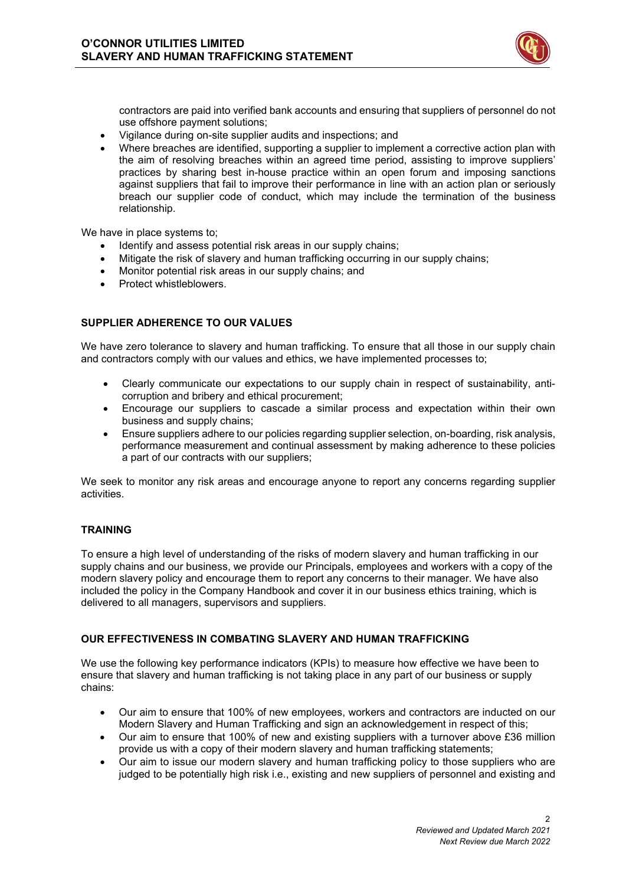contractors are paid into verified bank accounts and ensuring that suppliers of personnel do not use offshore payment solutions;
- Vigilance during on-site supplier audits and inspections; and
- Where breaches are identified, supporting a supplier to implement a corrective action plan with the aim of resolving breaches within an agreed time period, assisting to improve suppliers' practices by sharing best in-house practice within an open forum and imposing sanctions against suppliers that fail to improve their performance in line with an action plan or seriously breach our supplier code of conduct, which may include the termination of the business relationship.

We have in place systems to;

- Identify and assess potential risk areas in our supply chains;
- Mitigate the risk of slavery and human trafficking occurring in our supply chains;
- Monitor potential risk areas in our supply chains; and
- Protect whistleblowers.

## SUPPLIER ADHERENCE TO OUR VALUES

We have zero tolerance to slavery and human trafficking. To ensure that all those in our supply chain and contractors comply with our values and ethics, we have implemented processes to;

- Clearly communicate our expectations to our supply chain in respect of sustainability, anti-corruption and bribery and ethical procurement;
- Encourage our suppliers to cascade a similar process and expectation within their own business and supply chains;
- Ensure suppliers adhere to our policies regarding supplier selection, on-boarding, risk analysis, performance measurement and continual assessment by making adherence to these policies a part of our contracts with our suppliers;

We seek to monitor any risk areas and encourage anyone to report any concerns regarding supplier activities.

## TRAINING

To ensure a high level of understanding of the risks of modern slavery and human trafficking in our supply chains and our business, we provide our Principals, employees and workers with a copy of the modern slavery policy and encourage them to report any concerns to their manager. We have also included the policy in the Company Handbook and cover it in our business ethics training, which is delivered to all managers, supervisors and suppliers.

## OUR EFFECTIVENESS IN COMBATING SLAVERY AND HUMAN TRAFFICKING

We use the following key performance indicators (KPIs) to measure how effective we have been to ensure that slavery and human trafficking is not taking place in any part of our business or supply chains:

- Our aim to ensure that 100% of new employees, workers and contractors are inducted on our Modern Slavery and Human Trafficking and sign an acknowledgement in respect of this;
- Our aim to ensure that 100% of new and existing suppliers with a turnover above £36 million provide us with a copy of their modern slavery and human trafficking statements;
- Our aim to issue our modern slavery and human trafficking policy to those suppliers who are judged to be potentially high risk i.e., existing and new suppliers of personnel and existing and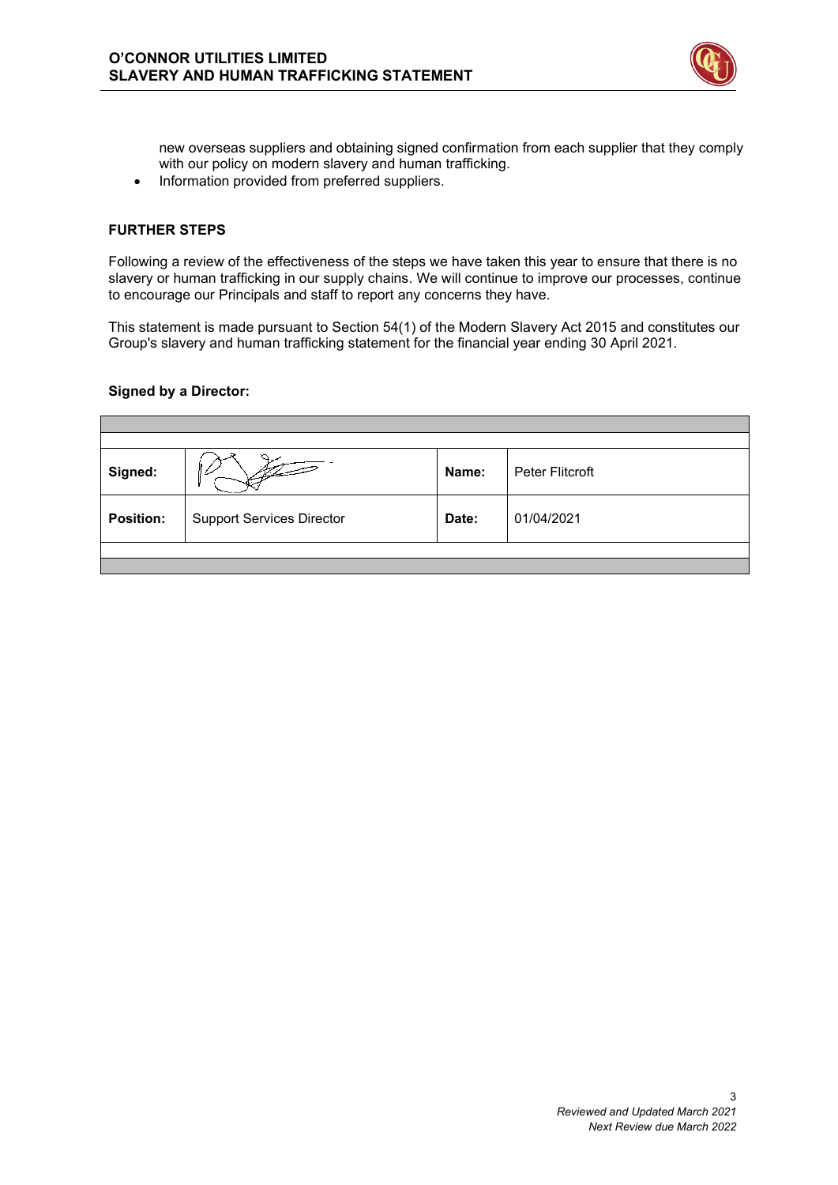new overseas suppliers and obtaining signed confirmation from each supplier that they comply with our policy on modern slavery and human trafficking.

- Information provided from preferred suppliers.

**FURTHER STEPS**

Following a review of the effectiveness of the steps we have taken this year to ensure that there is no slavery or human trafficking in our supply chains. We will continue to improve our processes, continue to encourage our Principals and staff to report any concerns they have.

This statement is made pursuant to Section 54(1) of the Modern Slavery Act 2015 and constitutes our Group's slavery and human trafficking statement for the financial year ending 30 April 2021.

**Signed by a Director:**

| | | | |
|---|---|---|---|
| **Signed:** | | **Name:** | Peter Flitcroft |
| **Position:** | Support Services Director | **Date:** | 01/04/2021 |

*Reviewed and Updated March 2021*
*Next Review due March 2022*